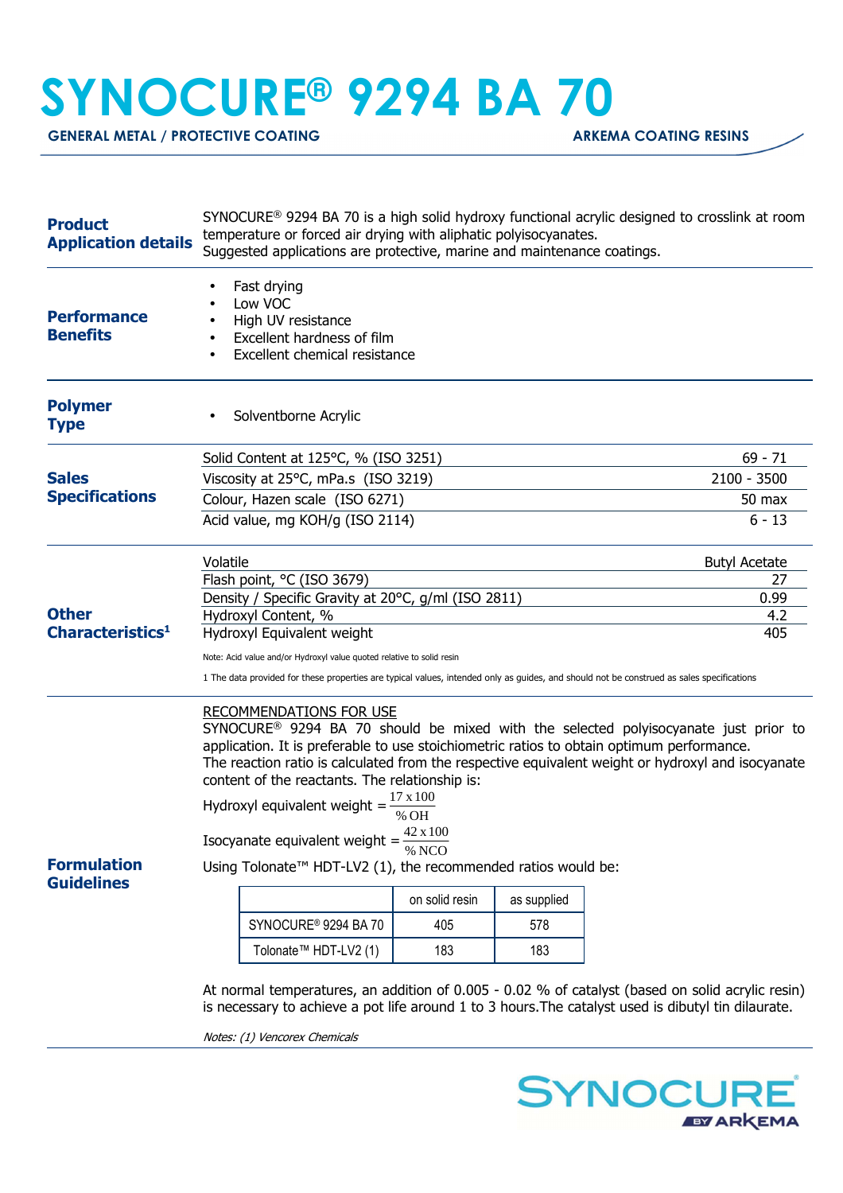# SYNOCURE® 9294 BA 70

**GENERAL METAL / PROTECTIVE COATING** — **ARKEMA COATING RESINS**

## Product Application details

SYNOCURE® 9294 BA 70 is a high solid hydroxy functional acrylic designed to crosslink at room temperature or forced air drying with aliphatic polyisocyanates.
Suggested applications are protective, marine and maintenance coatings.

## Performance Benefits

- Fast drying
- Low VOC
- High UV resistance
- Excellent hardness of film
- Excellent chemical resistance

## Polymer Type

- Solventborne Acrylic

## Sales Specifications

| Property | Value |
|---|---|
| Solid Content at 125°C, % (ISO 3251) | 69 - 71 |
| Viscosity at 25°C, mPa.s (ISO 3219) | 2100 - 3500 |
| Colour, Hazen scale (ISO 6271) | 50 max |
| Acid value, mg KOH/g (ISO 2114) | 6 - 13 |

## Other Characteristics[1]

| Property | Value |
|---|---|
| Volatile | Butyl Acetate |
| Flash point, °C (ISO 3679) | 27 |
| Density / Specific Gravity at 20°C, g/ml (ISO 2811) | 0.99 |
| Hydroxyl Content, % | 4.2 |
| Hydroxyl Equivalent weight | 405 |

Note: Acid value and/or Hydroxyl value quoted relative to solid resin

1 The data provided for these properties are typical values, intended only as guides, and should not be construed as sales specifications

## Formulation Guidelines

RECOMMENDATIONS FOR USE

SYNOCURE® 9294 BA 70 should be mixed with the selected polyisocyanate just prior to application. It is preferable to use stoichiometric ratios to obtain optimum performance.
The reaction ratio is calculated from the respective equivalent weight or hydroxyl and isocyanate content of the reactants. The relationship is:

$$\text{Hydroxyl equivalent weight} = \frac{17 \times 100}{\%\,OH}$$

$$\text{Isocyanate equivalent weight} = \frac{42 \times 100}{\%\,NCO}$$

Using Tolonate™ HDT-LV2 (1), the recommended ratios would be:

| | on solid resin | as supplied |
|---|---|---|
| SYNOCURE® 9294 BA 70 | 405 | 578 |
| Tolonate™ HDT-LV2 (1) | 183 | 183 |

At normal temperatures, an addition of 0.005 - 0.02 % of catalyst (based on solid acrylic resin) is necessary to achieve a pot life around 1 to 3 hours.The catalyst used is dibutyl tin dilaurate.

*Notes: (1) Vencorex Chemicals*

SYNOCURE BY ARKEMA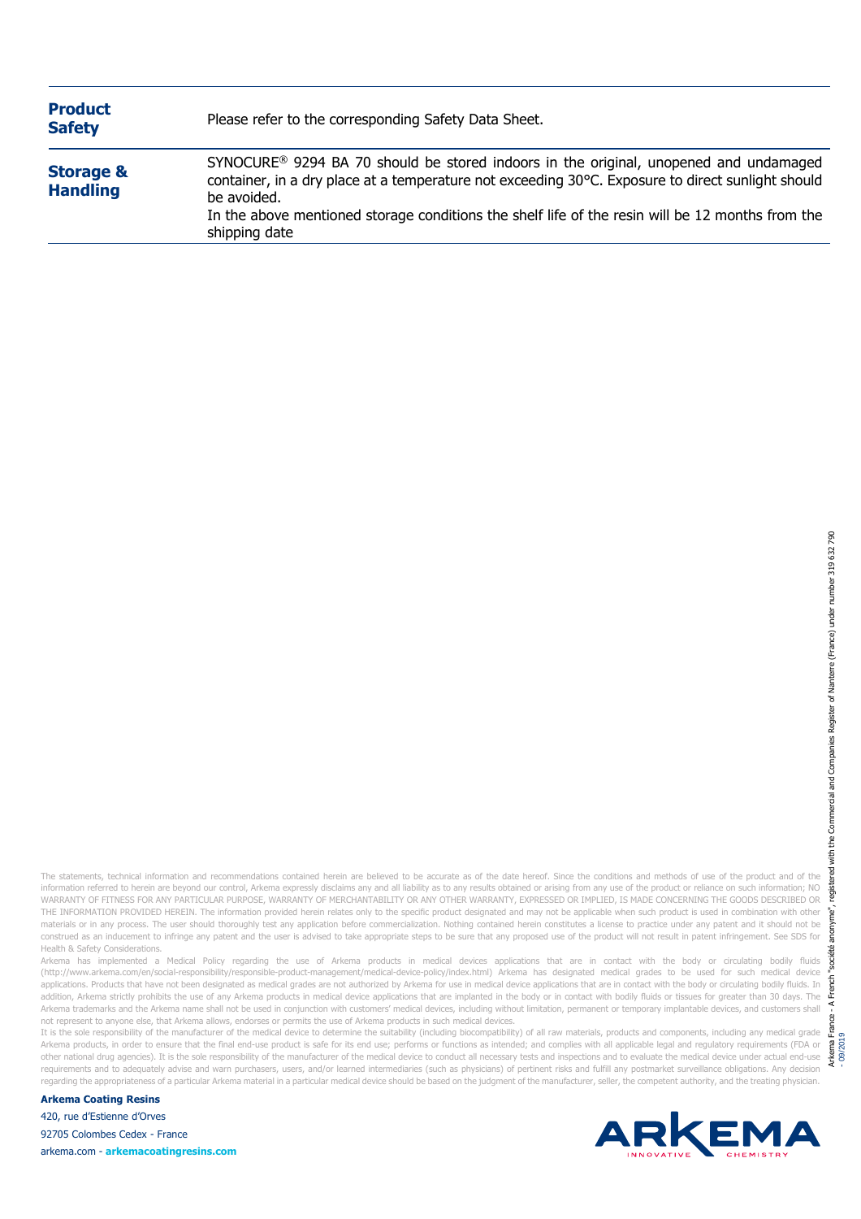| | |
|---|---|
| **Product Safety** | Please refer to the corresponding Safety Data Sheet. |
| **Storage & Handling** | SYNOCURE® 9294 BA 70 should be stored indoors in the original, unopened and undamaged container, in a dry place at a temperature not exceeding 30°C. Exposure to direct sunlight should be avoided. In the above mentioned storage conditions the shelf life of the resin will be 12 months from the shipping date |

The statements, technical information and recommendations contained herein are believed to be accurate as of the date hereof. Since the conditions and methods of use of the product and of the information referred to herein are beyond our control, Arkema expressly disclaims any and all liability as to any results obtained or arising from any use of the product or reliance on such information; NO WARRANTY OF FITNESS FOR ANY PARTICULAR PURPOSE, WARRANTY OF MERCHANTABILITY OR ANY OTHER WARRANTY, EXPRESSED OR IMPLIED, IS MADE CONCERNING THE GOODS DESCRIBED OR THE INFORMATION PROVIDED HEREIN. The information provided herein relates only to the specific product designated and may not be applicable when such product is used in combination with other materials or in any process. The user should thoroughly test any application before commercialization. Nothing contained herein constitutes a license to practice under any patent and it should not be construed as an inducement to infringe any patent and the user is advised to take appropriate steps to be sure that any proposed use of the product will not result in patent infringement. See SDS for Health & Safety Considerations.

Arkema has implemented a Medical Policy regarding the use of Arkema products in medical devices applications that are in contact with the body or circulating bodily fluids (http://www.arkema.com/en/social-responsibility/responsible-product-management/medical-device-policy/index.html) Arkema has designated medical grades to be used for such medical device applications. Products that have not been designated as medical grades are not authorized by Arkema for use in medical device applications that are in contact with the body or circulating bodily fluids. In addition, Arkema strictly prohibits the use of any Arkema products in medical device applications that are implanted in the body or in contact with bodily fluids or tissues for greater than 30 days. The Arkema trademarks and the Arkema name shall not be used in conjunction with customers' medical devices, including without limitation, permanent or temporary implantable devices, and customers shall not represent to anyone else, that Arkema allows, endorses or permits the use of Arkema products in such medical devices.

It is the sole responsibility of the manufacturer of the medical device to determine the suitability (including biocompatibility) of all raw materials, products and components, including any medical grade Arkema products, in order to ensure that the final end-use product is safe for its end use; performs or functions as intended; and complies with all applicable legal and regulatory requirements (FDA or other national drug agencies). It is the sole responsibility of the manufacturer of the medical device to conduct all necessary tests and inspections and to evaluate the medical device under actual end-use requirements and to adequately advise and warn purchasers, users, and/or learned intermediaries (such as physicians) of pertinent risks and fulfill any postmarket surveillance obligations. Any decision regarding the appropriateness of a particular Arkema material in a particular medical device should be based on the judgment of the manufacturer, seller, the competent authority, and the treating physician.

**Arkema Coating Resins**
420, rue d'Estienne d'Orves
92705 Colombes Cedex - France
arkema.com - **arkemacoatingresins.com**

Arkema France - A French "société anonyme", registered with the Commercial and Companies Register of Nanterre (France) under number 319 632 790 - 09/2019